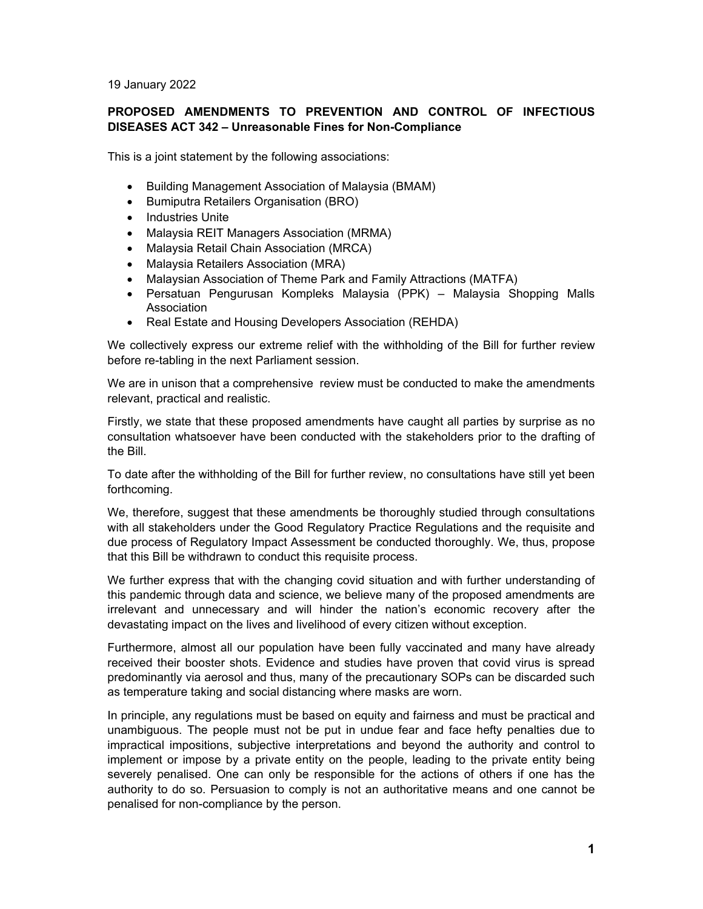19 January 2022

**PROPOSED AMENDMENTS TO PREVENTION AND CONTROL OF INFECTIOUS DISEASES ACT 342 – Unreasonable Fines for Non-Compliance**

This is a joint statement by the following associations:

- Building Management Association of Malaysia (BMAM)
- Bumiputra Retailers Organisation (BRO)
- Industries Unite
- Malaysia REIT Managers Association (MRMA)
- Malaysia Retail Chain Association (MRCA)
- Malaysia Retailers Association (MRA)
- Malaysian Association of Theme Park and Family Attractions (MATFA)
- Persatuan Pengurusan Kompleks Malaysia (PPK) – Malaysia Shopping Malls Association
- Real Estate and Housing Developers Association (REHDA)

We collectively express our extreme relief with the withholding of the Bill for further review before re-tabling in the next Parliament session.

We are in unison that a comprehensive review must be conducted to make the amendments relevant, practical and realistic.

Firstly, we state that these proposed amendments have caught all parties by surprise as no consultation whatsoever have been conducted with the stakeholders prior to the drafting of the Bill.

To date after the withholding of the Bill for further review, no consultations have still yet been forthcoming.

We, therefore, suggest that these amendments be thoroughly studied through consultations with all stakeholders under the Good Regulatory Practice Regulations and the requisite and due process of Regulatory Impact Assessment be conducted thoroughly. We, thus, propose that this Bill be withdrawn to conduct this requisite process.

We further express that with the changing covid situation and with further understanding of this pandemic through data and science, we believe many of the proposed amendments are irrelevant and unnecessary and will hinder the nation's economic recovery after the devastating impact on the lives and livelihood of every citizen without exception.

Furthermore, almost all our population have been fully vaccinated and many have already received their booster shots. Evidence and studies have proven that covid virus is spread predominantly via aerosol and thus, many of the precautionary SOPs can be discarded such as temperature taking and social distancing where masks are worn.

In principle, any regulations must be based on equity and fairness and must be practical and unambiguous. The people must not be put in undue fear and face hefty penalties due to impractical impositions, subjective interpretations and beyond the authority and control to implement or impose by a private entity on the people, leading to the private entity being severely penalised. One can only be responsible for the actions of others if one has the authority to do so. Persuasion to comply is not an authoritative means and one cannot be penalised for non-compliance by the person.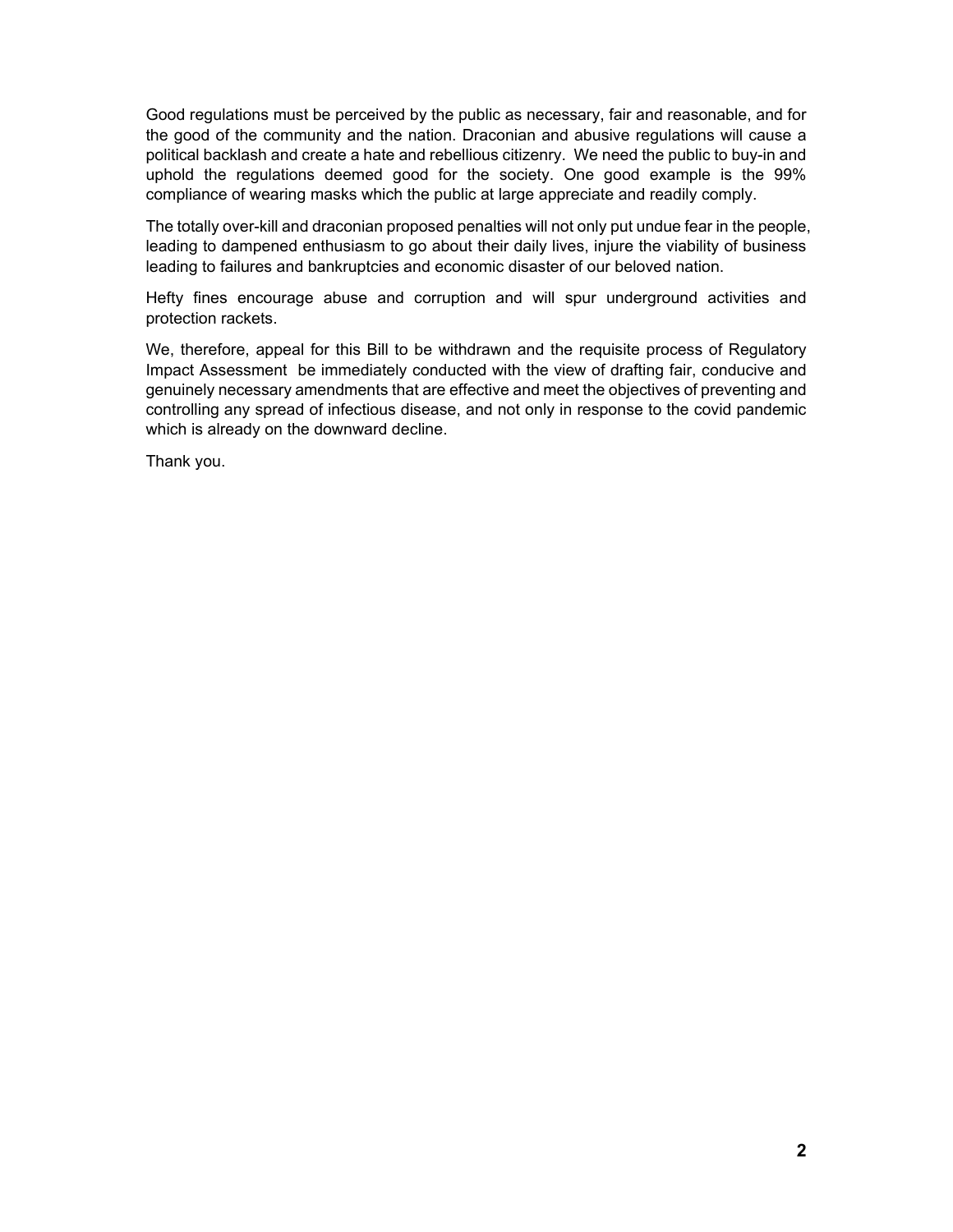Good regulations must be perceived by the public as necessary, fair and reasonable, and for the good of the community and the nation. Draconian and abusive regulations will cause a political backlash and create a hate and rebellious citizenry. We need the public to buy-in and uphold the regulations deemed good for the society. One good example is the 99% compliance of wearing masks which the public at large appreciate and readily comply.

The totally over-kill and draconian proposed penalties will not only put undue fear in the people, leading to dampened enthusiasm to go about their daily lives, injure the viability of business leading to failures and bankruptcies and economic disaster of our beloved nation.

Hefty fines encourage abuse and corruption and will spur underground activities and protection rackets.

We, therefore, appeal for this Bill to be withdrawn and the requisite process of Regulatory Impact Assessment be immediately conducted with the view of drafting fair, conducive and genuinely necessary amendments that are effective and meet the objectives of preventing and controlling any spread of infectious disease, and not only in response to the covid pandemic which is already on the downward decline.

Thank you.